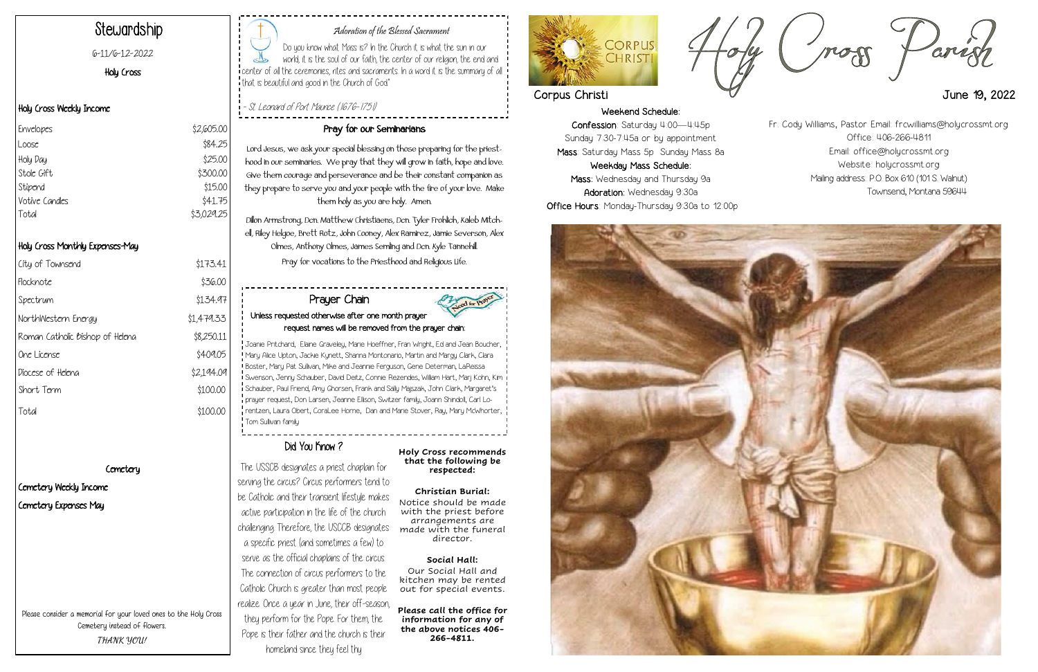# Stewardship

6-11/6-12-2022

Holy Cross

## Holy Cross Weekly Income

| | |
|---|---|
| Envelopes | $2,605.00 |
| Loose | $84.25 |
| Holy Day | $25.00 |
| Stole Gift | $300.00 |
| Stipend | $15.00 |
| Votive Candles | $41.75 |
| Total | $3,029.25 |

## Holy Cross Monthly Expenses-May

| | |
|---|---|
| City of Townsend | $173.41 |
| Flocknote | $36.00 |
| Spectrum | $134.97 |
| NorthWestern Energy | $1,479.33 |
| Roman Catholic Bishop of Helena | $8,250.11 |
| One License | $409.05 |
| Diocese of Helena | $2,194.09 |
| Short Term | $100.00 |
| Total | $100.00 |

### Cemetery

Cemetery Weekly Income

Cemetery Expenses May

Please consider a memorial for your loved ones to the Holy Cross Cemetery instead of flowers.

*THANK YOU!*

### *Adoration of the Blessed Sacrament*

Do you know what Mass is? In the Church it is what the sun in our world, it is the soul of our faith, the center of our religion, the end and center of all the ceremonies, rites and sacraments. In a word it is the summary of all that is beautiful and good in the Church of God"

*- St. Leonard of Port Maurice (1676-1751)*

### Pray for our Seminarians

Lord Jesus, we ask your special blessing on those preparing for the priesthood in our seminaries. We pray that they will grow in faith, hope and love. Give them courage and perseverance and be their constant companion as they prepare to serve you and your people with the fire of your love. Make them holy as you are holy. Amen.

Dillon Armstrong, Dcn. Matthew Christiaens, Dcn. Tyler Frohlich, Kaleb Mitchell, Riley Helgoe, Brett Rotz, John Cooney, Alex Ramirez, Jamie Severson, Alex Olmes, Anthony Olmes, James Semling and Dcn. Kyle Tannehill.

Pray for vocations to the Priesthood and Religious Life.

### Prayer Chain

**Unless requested otherwise after one month prayer request names will be removed from the prayer chain:**

Joanie Pritchard, Elaine Graveley, Marie Hoeffner, Fran Wright, Ed and Jean Boucher, Mary Alice Upton, Jackie Kynett, Shanna Montonario, Martin and Margy Clark, Clara Boster, Mary Pat Sullivan, Mike and Jeannie Ferguson, Gene Determan, LaReissa Swenson, Jenny Schauber, David Deitz, Connie Rezendes, William Hart, Marj Kohn, Kim Schauber, Paul Friend, Amy Ghorsen, Frank and Sally Majszak, John Clark, Margaret's prayer request, Don Larsen, Jeanne Ellison, Switzer family, Joann Shindoll, Carl Lorentzen, Laura Obert, CoraLee Horne, Dan and Marie Stover, Ray, Mary McWhorter, Tom Sullivan family

### Did You Know ?

The USSCB designates a priest chaplain for serving the circus? Circus performers tend to be Catholic and their transient lifestyle makes active participation in the life of the church challenging. Therefore, the USCCB designates a specific priest (and sometimes a few) to serve as the official chaplains of the circus. The connection of circus performers to the Catholic Church is greater than most people realize. Once a year in June, their off-season, they perform for the Pope. For them, the Pope is their father and the church is their homeland since they feel thy

**Holy Cross recommends that the following be respected:**

**Christian Burial:**
Notice should be made with the priest before arrangements are made with the funeral director.

**Social Hall:**
Our Social Hall and kitchen may be rented out for special events.

**Please call the office for information for any of the above notices 406-266-4811.**

# Holy Cross Parish

## Corpus Christi — June 19, 2022

**Weekend Schedule:**
**Confession**: Saturday 4:00—4:45p
Sunday 7:30-7:45a or by appointment
**Mass**: Saturday Mass 5p Sunday Mass 8a
**Weekday Mass Schedule:**
**Mass**: Wednesday and Thursday 9a
**Adoration**: Wednesday 9:30a
**Office Hours**: Monday-Thursday 9:30a to 12:00p

Fr. Cody Williams, Pastor Email: frcwilliams@holycrossmt.org
Office: 406-266-4811
Email: office@holycrossmt.org
Website: holycrossmt.org
Mailing address: P.O. Box 610 (101 S. Walnut)
Townsend, Montana 59644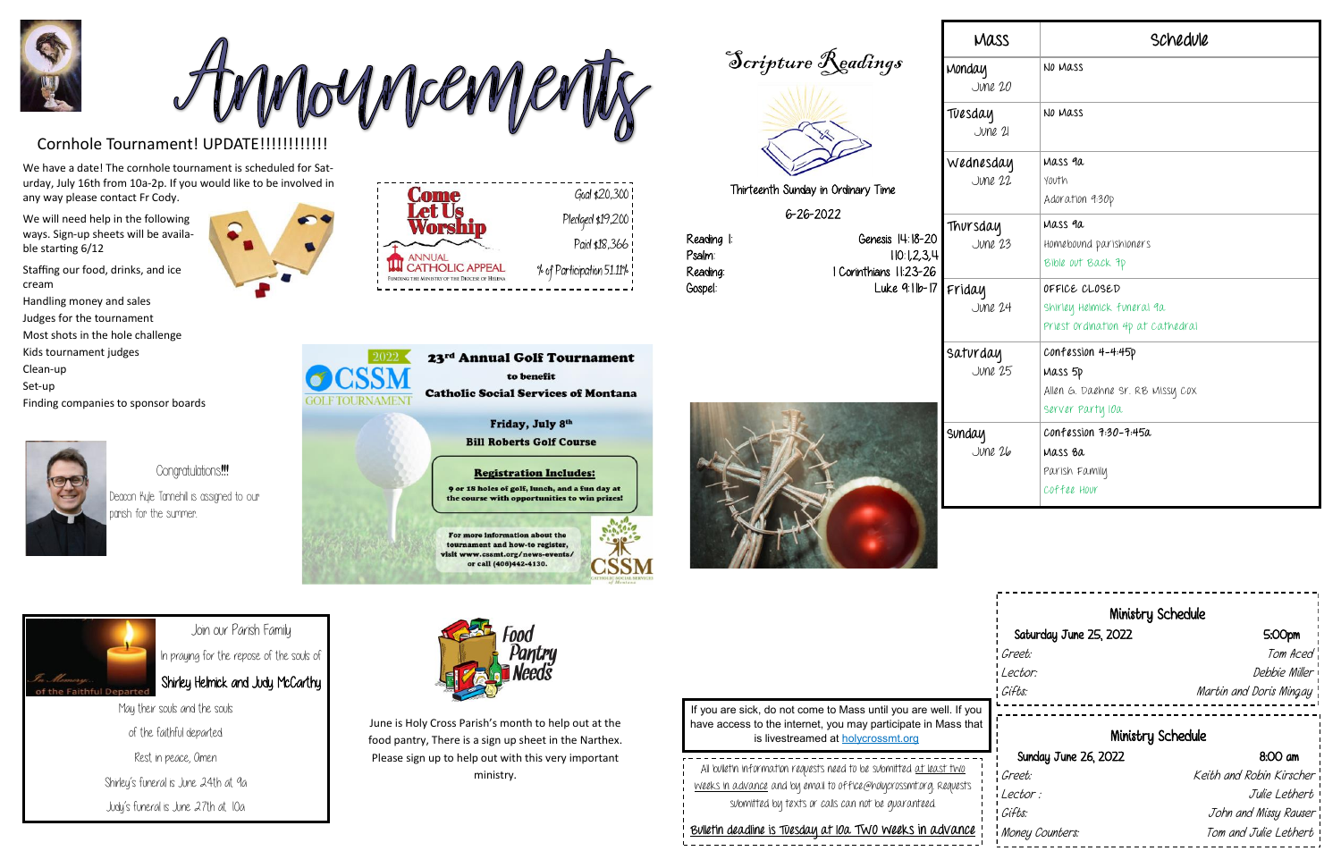# Announcements

## Cornhole Tournament! UPDATE!!!!!!!!!!!!

We have a date! The cornhole tournament is scheduled for Saturday, July 16th from 10a-2p. If you would like to be involved in any way please contact Fr Cody.

We will need help in the following ways. Sign-up sheets will be available starting 6/12

- Staffing our food, drinks, and ice cream
- Handling money and sales
- Judges for the tournament
- Most shots in the hole challenge
- Kids tournament judges
- Clean-up
- Set-up
- Finding companies to sponsor boards

**Come Let Us Worship**
ANNUAL CATHOLIC APPEAL
FUNDING THE MINISTRY OF THE DIOCESE OF HELENA

Goal $20,300
Pledged $19,200
Paid $18,366
% of Participation 51.11%

Congratulations!!!

Deacon Kyle Tannehill is assigned to our parish for the summer.

**2022 CSSM GOLF TOURNAMENT**

**23rd Annual Golf Tournament**
**to benefit**
**Catholic Social Services of Montana**

**Friday, July 8th**
**Bill Roberts Golf Course**

**Registration Includes:**
9 or 18 holes of golf, lunch, and a fun day at the course with opportunities to win prizes!

For more information about the tournament and how-to register, visit www.cssmt.org/news-events/ or call (406)442-4130.

## Scripture Readings

Thirteenth Sunday in Ordinary Time

6-26-2022

| | |
|---|---|
| Reading I: | Genesis 14:18-20 |
| Psalm: | 110:1,2,3,4 |
| Reading: | I Corinthians 11:23-26 |
| Gospel: | Luke 9:11b-17 |

| Mass | Schedule |
|---|---|
| Monday June 20 | No Mass |
| Tuesday June 21 | No Mass |
| Wednesday June 22 | Mass 9a<br>Youth<br>Adoration 4:30p |
| Thursday June 23 | Mass 9a<br>Homebound parishioners<br>Bible out Back 7p |
| Friday June 24 | OFFICE CLOSED<br>Shirley Helmick funeral 9a<br>Priest ordination 4p at cathedral |
| Saturday June 25 | Confession 4-4:45p<br>Mass 5p<br>Allen G. Daehne Sr. RB Missy Cox<br>Server Party 10a |
| Sunday June 26 | Confession 7:30-7:45a<br>Mass 8a<br>Parish Family<br>Coffee Hour |

Join our Parish Family

In praying for the repose of the souls of

**Shirley Helmick and Judy McCarthy**

May their souls and the souls

of the faithful departed

Rest in peace, Amen

Shirley's funeral is June 24th at 9a

Judy's funeral is June 27th at 10a

**Food Pantry Needs**

June is Holy Cross Parish's month to help out at the food pantry, There is a sign up sheet in the Narthex. Please sign up to help out with this very important ministry.

If you are sick, do not come to Mass until you are well. If you have access to the internet, you may participate in Mass that is livestreamed at holycrossmt.org

All bulletin information requests need to be submitted at least two weeks in advance and by email to office@holycrossmt.org. Requests submitted by texts or calls can not be guaranteed.

Bulletin deadline is Tuesday at 10a TWO weeks in advance

### Ministry Schedule

| Saturday June 25, 2022 | 5:00pm |
|---|---|
| Greet: | Tom Aced |
| Lector: | Debbie Miller |
| Gifts: | Martin and Doris Mingay |

### Ministry Schedule

| Sunday June 26, 2022 | 8:00 am |
|---|---|
| Greet: | Keith and Robin Kirscher |
| Lector : | Julie Letherb |
| Gifts: | John and Missy Rauser |
| Money Counters: | Tom and Julie Letherb |